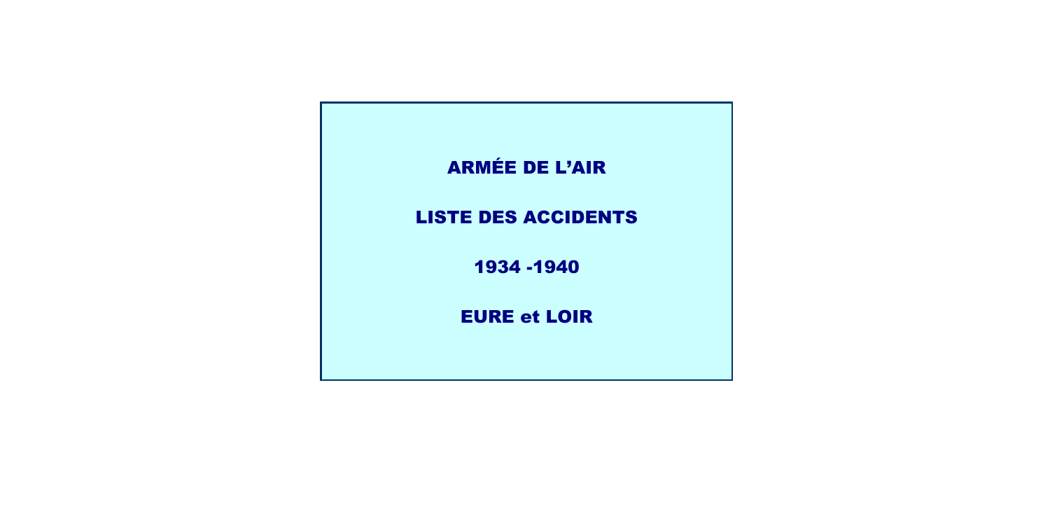# ARMÉE DE L'AIR

# LISTE DES ACCIDENTS

# 1934 -1940

# EURE et LOIR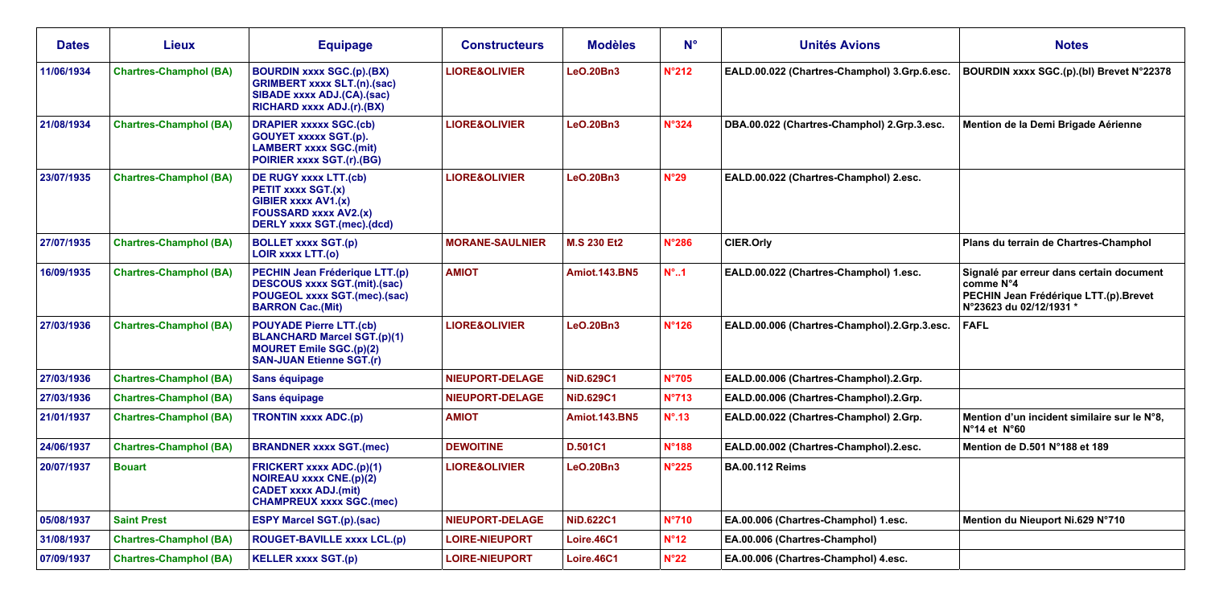| Dates | Lieux | Equipage | Constructeurs | Modèles | N° | Unités Avions | Notes |
| --- | --- | --- | --- | --- | --- | --- | --- |
| 11/06/1934 | Chartres-Champhol (BA) | BOURDIN xxxx SGC.(p).(BX)<br>GRIMBERT xxxx SLT.(n).(sac)<br>SIBADE xxxx ADJ.(CA).(sac)<br>RICHARD xxxx ADJ.(r).(BX) | LIORE&OLIVIER | LeO.20Bn3 | N°212 | EALD.00.022 (Chartres-Champhol) 3.Grp.6.esc. | BOURDIN xxxx SGC.(p).(bl) Brevet N°22378 |
| 21/08/1934 | Chartres-Champhol (BA) | DRAPIER xxxxx SGC.(cb)<br>GOUYET xxxxx SGT.(p).<br>LAMBERT xxxx SGC.(mit)<br>POIRIER xxxx SGT.(r).(BG) | LIORE&OLIVIER | LeO.20Bn3 | N°324 | DBA.00.022 (Chartres-Champhol) 2.Grp.3.esc. | Mention de la Demi Brigade Aérienne |
| 23/07/1935 | Chartres-Champhol (BA) | DE RUGY xxxx LTT.(cb)<br>PETIT xxxx SGT.(x)<br>GIBIER xxxx AV1.(x)<br>FOUSSARD xxxx AV2.(x)<br>DERLY xxxx SGT.(mec).(dcd) | LIORE&OLIVIER | LeO.20Bn3 | N°29 | EALD.00.022 (Chartres-Champhol) 2.esc. | |
| 27/07/1935 | Chartres-Champhol (BA) | BOLLET xxxx SGT.(p)<br>LOIR xxxx LTT.(o) | MORANE-SAULNIER | M.S 230 Et2 | N°286 | CIER.Orly | Plans du terrain de Chartres-Champhol |
| 16/09/1935 | Chartres-Champhol (BA) | PECHIN Jean Fréderique LTT.(p)<br>DESCOUS xxxx SGT.(mit).(sac)<br>POUGEOL xxxx SGT.(mec).(sac)<br>BARRON Cac.(Mit) | AMIOT | Amiot.143.BN5 | N°..1 | EALD.00.022 (Chartres-Champhol) 1.esc. | Signalé par erreur dans certain document comme N°4<br>PECHIN Jean Frédérique LTT.(p).Brevet N°23623 du 02/12/1931 * |
| 27/03/1936 | Chartres-Champhol (BA) | POUYADE Pierre LTT.(cb)<br>BLANCHARD Marcel SGT.(p)(1)<br>MOURET Emile SGC.(p)(2)<br>SAN-JUAN Etienne SGT.(r) | LIORE&OLIVIER | LeO.20Bn3 | N°126 | EALD.00.006 (Chartres-Champhol).2.Grp.3.esc. | FAFL |
| 27/03/1936 | Chartres-Champhol (BA) | Sans équipage | NIEUPORT-DELAGE | NiD.629C1 | N°705 | EALD.00.006 (Chartres-Champhol).2.Grp. | |
| 27/03/1936 | Chartres-Champhol (BA) | Sans équipage | NIEUPORT-DELAGE | NiD.629C1 | N°713 | EALD.00.006 (Chartres-Champhol).2.Grp. | |
| 21/01/1937 | Chartres-Champhol (BA) | TRONTIN xxxx ADC.(p) | AMIOT | Amiot.143.BN5 | N°.13 | EALD.00.022 (Chartres-Champhol) 2.Grp. | Mention d'un incident similaire sur le N°8, N°14 et N°60 |
| 24/06/1937 | Chartres-Champhol (BA) | BRANDNER xxxx SGT.(mec) | DEWOITINE | D.501C1 | N°188 | EALD.00.002 (Chartres-Champhol).2.esc. | Mention de D.501 N°188 et 189 |
| 20/07/1937 | Bouart | FRICKERT xxxx ADC.(p)(1)<br>NOIREAU xxxx CNE.(p)(2)<br>CADET xxxx ADJ.(mit)<br>CHAMPREUX xxxx SGC.(mec) | LIORE&OLIVIER | LeO.20Bn3 | N°225 | BA.00.112 Reims | |
| 05/08/1937 | Saint Prest | ESPY Marcel SGT.(p).(sac) | NIEUPORT-DELAGE | NiD.622C1 | N°710 | EA.00.006 (Chartres-Champhol) 1.esc. | Mention du Nieuport Ni.629 N°710 |
| 31/08/1937 | Chartres-Champhol (BA) | ROUGET-BAVILLE xxxx LCL.(p) | LOIRE-NIEUPORT | Loire.46C1 | N°12 | EA.00.006 (Chartres-Champhol) | |
| 07/09/1937 | Chartres-Champhol (BA) | KELLER xxxx SGT.(p) | LOIRE-NIEUPORT | Loire.46C1 | N°22 | EA.00.006 (Chartres-Champhol) 4.esc. | |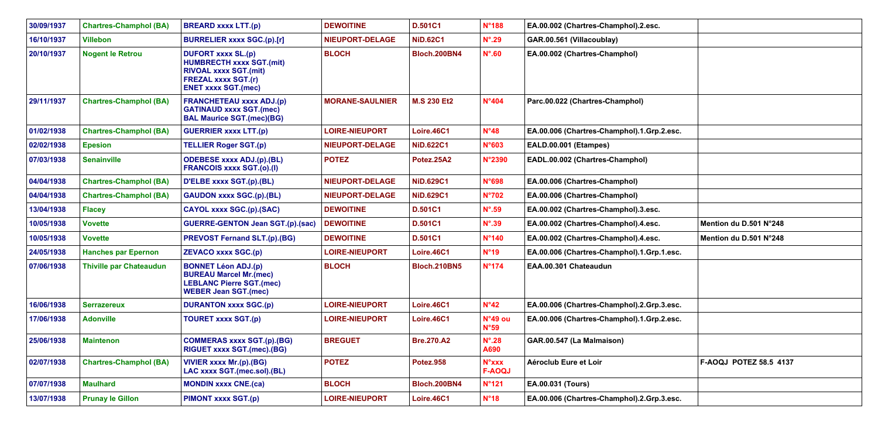| 30/09/1937 | Chartres-Champhol (BA) | BREARD xxxx LTT.(p) | DEWOITINE | D.501C1 | N°188 | EA.00.002 (Chartres-Champhol).2.esc. | |
|---|---|---|---|---|---|---|---|
| 16/10/1937 | Villebon | BURRELIER xxxx SGC.(p).[r] | NIEUPORT-DELAGE | NiD.62C1 | N°.29 | GAR.00.561 (Villacoublay) | |
| 20/10/1937 | Nogent le Retrou | DUFORT xxxx SL.(p)<br>HUMBRECTH xxxx SGT.(mit)<br>RIVOAL xxxx SGT.(mit)<br>FREZAL xxxx SGT.(r)<br>ENET xxxx SGT.(mec) | BLOCH | Bloch.200BN4 | N°.60 | EA.00.002 (Chartres-Champhol) | |
| 29/11/1937 | Chartres-Champhol (BA) | FRANCHETEAU xxxx ADJ.(p)<br>GATINAUD xxxx SGT.(mec)<br>BAL Maurice SGT.(mec)(BG) | MORANE-SAULNIER | M.S 230 Et2 | N°404 | Parc.00.022 (Chartres-Champhol) | |
| 01/02/1938 | Chartres-Champhol (BA) | GUERRIER xxxx LTT.(p) | LOIRE-NIEUPORT | Loire.46C1 | N°48 | EA.00.006 (Chartres-Champhol).1.Grp.2.esc. | |
| 02/02/1938 | Epesion | TELLIER Roger SGT.(p) | NIEUPORT-DELAGE | NiD.622C1 | N°603 | EALD.00.001 (Etampes) | |
| 07/03/1938 | Senainville | ODEBESE xxxx ADJ.(p).(BL)<br>FRANCOIS xxxx SGT.(o).(I) | POTEZ | Potez.25A2 | N°2390 | EADL.00.002 (Chartres-Champhol) | |
| 04/04/1938 | Chartres-Champhol (BA) | D'ELBE xxxx SGT.(p).(BL) | NIEUPORT-DELAGE | NiD.629C1 | N°698 | EA.00.006 (Chartres-Champhol) | |
| 04/04/1938 | Chartres-Champhol (BA) | GAUDON xxxx SGC.(p).(BL) | NIEUPORT-DELAGE | NiD.629C1 | N°702 | EA.00.006 (Chartres-Champhol) | |
| 13/04/1938 | Flacey | CAYOL xxxx SGC.(p).(SAC) | DEWOITINE | D.501C1 | N°.59 | EA.00.002 (Chartres-Champhol).3.esc. | |
| 10/05/1938 | Vovette | GUERRE-GENTON Jean SGT.(p).(sac) | DEWOITINE | D.501C1 | N°.39 | EA.00.002 (Chartres-Champhol).4.esc. | Mention du D.501 N°248 |
| 10/05/1938 | Vovette | PREVOST Fernand SLT.(p).(BG) | DEWOITINE | D.501C1 | N°140 | EA.00.002 (Chartres-Champhol).4.esc. | Mention du D.501 N°248 |
| 24/05/1938 | Hanches par Epernon | ZEVACO xxxx SGC.(p) | LOIRE-NIEUPORT | Loire.46C1 | N°19 | EA.00.006 (Chartres-Champhol).1.Grp.1.esc. | |
| 07/06/1938 | Thiville par Chateaudun | BONNET Léon ADJ.(p)<br>BUREAU Marcel Mr.(mec)<br>LEBLANC Pierre SGT.(mec)<br>WEBER Jean SGT.(mec) | BLOCH | Bloch.210BN5 | N°174 | EAA.00.301 Chateaudun | |
| 16/06/1938 | Serrazereux | DURANTON xxxx SGC.(p) | LOIRE-NIEUPORT | Loire.46C1 | N°42 | EA.00.006 (Chartres-Champhol).2.Grp.3.esc. | |
| 17/06/1938 | Adonville | TOURET xxxx SGT.(p) | LOIRE-NIEUPORT | Loire.46C1 | N°49 ou N°59 | EA.00.006 (Chartres-Champhol).1.Grp.2.esc. | |
| 25/06/1938 | Maintenon | COMMERAS xxxx SGT.(p).(BG)<br>RIGUET xxxx SGT.(mec).(BG) | BREGUET | Bre.270.A2 | N°.28 A690 | GAR.00.547 (La Malmaison) | |
| 02/07/1938 | Chartres-Champhol (BA) | VIVIER xxxx Mr.(p).(BG)<br>LAC xxxx SGT.(mec.sol).(BL) | POTEZ | Potez.958 | N°xxx F-AOQJ | Aéroclub Eure et Loir | F-AOQJ POTEZ 58.5 4137 |
| 07/07/1938 | Maulhard | MONDIN xxxx CNE.(ca) | BLOCH | Bloch.200BN4 | N°121 | EA.00.031 (Tours) | |
| 13/07/1938 | Prunay le Gillon | PIMONT xxxx SGT.(p) | LOIRE-NIEUPORT | Loire.46C1 | N°18 | EA.00.006 (Chartres-Champhol).2.Grp.3.esc. | |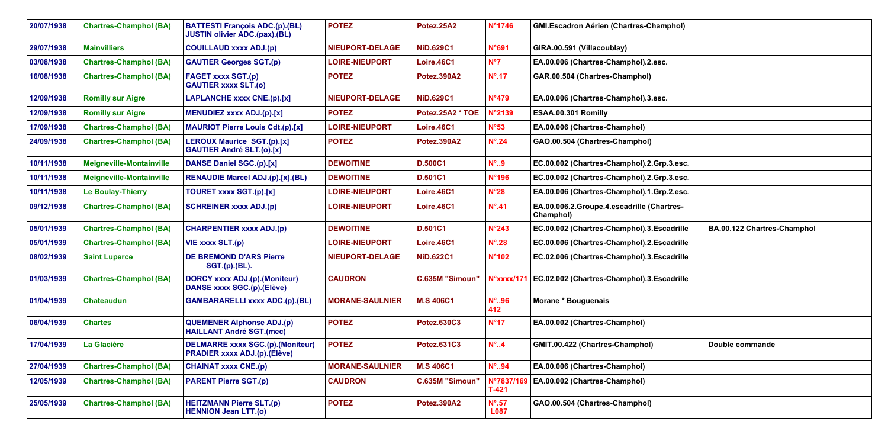| 20/07/1938 | Chartres-Champhol (BA) | BATTESTI François ADC.(p).(BL) JUSTIN olivier ADC.(pax).(BL) | POTEZ | Potez.25A2 | N°1746 | GMI.Escadron Aérien (Chartres-Champhol) | |
|---|---|---|---|---|---|---|---|
| 29/07/1938 | Mainvilliers | COUILLAUD xxxx ADJ.(p) | NIEUPORT-DELAGE | NiD.629C1 | N°691 | GIRA.00.591 (Villacoublay) | |
| 03/08/1938 | Chartres-Champhol (BA) | GAUTIER Georges SGT.(p) | LOIRE-NIEUPORT | Loire.46C1 | N°7 | EA.00.006 (Chartres-Champhol).2.esc. | |
| 16/08/1938 | Chartres-Champhol (BA) | FAGET xxxx SGT.(p) GAUTIER xxxx SLT.(o) | POTEZ | Potez.390A2 | N°.17 | GAR.00.504 (Chartres-Champhol) | |
| 12/09/1938 | Romilly sur Aigre | LAPLANCHE xxxx CNE.(p).[x] | NIEUPORT-DELAGE | NiD.629C1 | N°479 | EA.00.006 (Chartres-Champhol).3.esc. | |
| 12/09/1938 | Romilly sur Aigre | MENUDIEZ xxxx ADJ.(p).[x] | POTEZ | Potez.25A2 * TOE | N°2139 | ESAA.00.301 Romilly | |
| 17/09/1938 | Chartres-Champhol (BA) | MAURIOT Pierre Louis Cdt.(p).[x] | LOIRE-NIEUPORT | Loire.46C1 | N°53 | EA.00.006 (Chartres-Champhol) | |
| 24/09/1938 | Chartres-Champhol (BA) | LEROUX Maurice SGT.(p).[x] GAUTIER André SLT.(o).[x] | POTEZ | Potez.390A2 | N°.24 | GAO.00.504 (Chartres-Champhol) | |
| 10/11/1938 | Meigneville-Montainville | DANSE Daniel SGC.(p).[x] | DEWOITINE | D.500C1 | N°..9 | EC.00.002 (Chartres-Champhol).2.Grp.3.esc. | |
| 10/11/1938 | Meigneville-Montainville | RENAUDIE Marcel ADJ.(p).[x].(BL) | DEWOITINE | D.501C1 | N°196 | EC.00.002 (Chartres-Champhol).2.Grp.3.esc. | |
| 10/11/1938 | Le Boulay-Thierry | TOURET xxxx SGT.(p).[x] | LOIRE-NIEUPORT | Loire.46C1 | N°28 | EA.00.006 (Chartres-Champhol).1.Grp.2.esc. | |
| 09/12/1938 | Chartres-Champhol (BA) | SCHREINER xxxx ADJ.(p) | LOIRE-NIEUPORT | Loire.46C1 | N°.41 | EA.00.006.2.Groupe.4.escadrille (Chartres-Champhol) | |
| 05/01/1939 | Chartres-Champhol (BA) | CHARPENTIER xxxx ADJ.(p) | DEWOITINE | D.501C1 | N°243 | EC.00.002 (Chartres-Champhol).3.Escadrille | BA.00.122 Chartres-Champhol |
| 05/01/1939 | Chartres-Champhol (BA) | VIE xxxx SLT.(p) | LOIRE-NIEUPORT | Loire.46C1 | N°.28 | EC.00.006 (Chartres-Champhol).2.Escadrille | |
| 08/02/1939 | Saint Luperce | DE BREMOND D'ARS Pierre SGT.(p).(BL). | NIEUPORT-DELAGE | NiD.622C1 | N°102 | EC.02.006 (Chartres-Champhol).3.Escadrille | |
| 01/03/1939 | Chartres-Champhol (BA) | DORCY xxxx ADJ.(p).(Moniteur) DANSE xxxx SGC.(p).(Elève) | CAUDRON | C.635M "Simoun" | N°xxxx/171 | EC.02.002 (Chartres-Champhol).3.Escadrille | |
| 01/04/1939 | Chateaudun | GAMBARARELLI xxxx ADC.(p).(BL) | MORANE-SAULNIER | M.S 406C1 | N°..96 412 | Morane * Bouguenais | |
| 06/04/1939 | Chartes | QUEMENER Alphonse ADJ.(p) HAILLANT André SGT.(mec) | POTEZ | Potez.630C3 | N°17 | EA.00.002 (Chartres-Champhol) | |
| 17/04/1939 | La Glacière | DELMARRE xxxx SGC.(p).(Moniteur) PRADIER xxxx ADJ.(p).(Elève) | POTEZ | Potez.631C3 | N°..4 | GMIT.00.422 (Chartres-Champhol) | Double commande |
| 27/04/1939 | Chartres-Champhol (BA) | CHAINAT xxxx CNE.(p) | MORANE-SAULNIER | M.S 406C1 | N°..94 | EA.00.006 (Chartres-Champhol) | |
| 12/05/1939 | Chartres-Champhol (BA) | PARENT Pierre SGT.(p) | CAUDRON | C.635M "Simoun" | N°7837/169 T-421 | EA.00.002 (Chartres-Champhol) | |
| 25/05/1939 | Chartres-Champhol (BA) | HEITZMANN Pierre SLT.(p) HENNION Jean LTT.(o) | POTEZ | Potez.390A2 | N°.57 L087 | GAO.00.504 (Chartres-Champhol) | |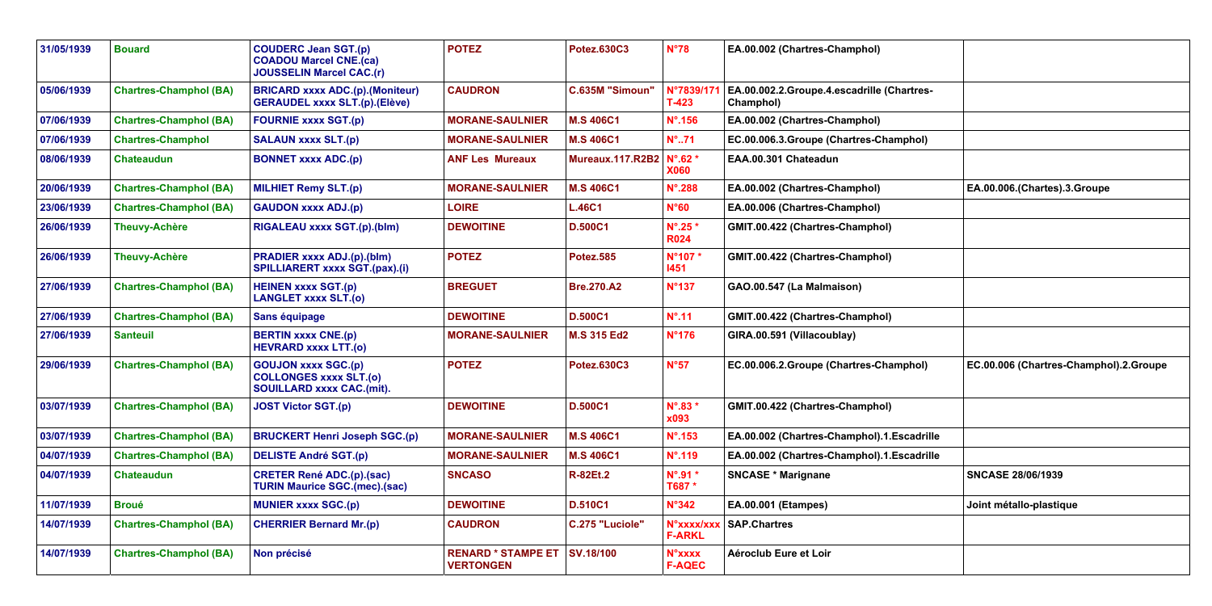| 31/05/1939 | Bouard | COUDERC Jean SGT.(p) COADOU Marcel CNE.(ca) JOUSSELIN Marcel CAC.(r) | POTEZ | Potez.630C3 | N°78 | EA.00.002 (Chartres-Champhol) | |
|---|---|---|---|---|---|---|---|
| 05/06/1939 | Chartres-Champhol (BA) | BRICARD xxxx ADC.(p).(Moniteur) GERAUDEL xxxx SLT.(p).(Elève) | CAUDRON | C.635M "Simoun" | N°7839/171 T-423 | EA.00.002.2.Groupe.4.escadrille (Chartres-Champhol) | |
| 07/06/1939 | Chartres-Champhol (BA) | FOURNIE xxxx SGT.(p) | MORANE-SAULNIER | M.S 406C1 | N°.156 | EA.00.002 (Chartres-Champhol) | |
| 07/06/1939 | Chartres-Champhol | SALAUN xxxx SLT.(p) | MORANE-SAULNIER | M.S 406C1 | N°..71 | EC.00.006.3.Groupe (Chartres-Champhol) | |
| 08/06/1939 | Chateaudun | BONNET xxxx ADC.(p) | ANF Les Mureaux | Mureaux.117.R2B2 | N°.62 * X060 | EAA.00.301 Chateadun | |
| 20/06/1939 | Chartres-Champhol (BA) | MILHIET Remy SLT.(p) | MORANE-SAULNIER | M.S 406C1 | N°.288 | EA.00.002 (Chartres-Champhol) | EA.00.006.(Chartes).3.Groupe |
| 23/06/1939 | Chartres-Champhol (BA) | GAUDON xxxx ADJ.(p) | LOIRE | L.46C1 | N°60 | EA.00.006 (Chartres-Champhol) | |
| 26/06/1939 | Theuvy-Achère | RIGALEAU xxxx SGT.(p).(blm) | DEWOITINE | D.500C1 | N°.25 * R024 | GMIT.00.422 (Chartres-Champhol) | |
| 26/06/1939 | Theuvy-Achère | PRADIER xxxx ADJ.(p).(blm) SPILLIARERT xxxx SGT.(pax).(i) | POTEZ | Potez.585 | N°107 * I451 | GMIT.00.422 (Chartres-Champhol) | |
| 27/06/1939 | Chartres-Champhol (BA) | HEINEN xxxx SGT.(p) LANGLET xxxx SLT.(o) | BREGUET | Bre.270.A2 | N°137 | GAO.00.547 (La Malmaison) | |
| 27/06/1939 | Chartres-Champhol (BA) | Sans équipage | DEWOITINE | D.500C1 | N°.11 | GMIT.00.422 (Chartres-Champhol) | |
| 27/06/1939 | Santeuil | BERTIN xxxx CNE.(p) HEVRARD xxxx LTT.(o) | MORANE-SAULNIER | M.S 315 Ed2 | N°176 | GIRA.00.591 (Villacoublay) | |
| 29/06/1939 | Chartres-Champhol (BA) | GOUJON xxxx SGC.(p) COLLONGES xxxx SLT.(o) SOUILLARD xxxx CAC.(mit). | POTEZ | Potez.630C3 | N°57 | EC.00.006.2.Groupe (Chartres-Champhol) | EC.00.006 (Chartres-Champhol).2.Groupe |
| 03/07/1939 | Chartres-Champhol (BA) | JOST Victor SGT.(p) | DEWOITINE | D.500C1 | N°.83 * x093 | GMIT.00.422 (Chartres-Champhol) | |
| 03/07/1939 | Chartres-Champhol (BA) | BRUCKERT Henri Joseph SGC.(p) | MORANE-SAULNIER | M.S 406C1 | N°.153 | EA.00.002 (Chartres-Champhol).1.Escadrille | |
| 04/07/1939 | Chartres-Champhol (BA) | DELISTE André SGT.(p) | MORANE-SAULNIER | M.S 406C1 | N°.119 | EA.00.002 (Chartres-Champhol).1.Escadrille | |
| 04/07/1939 | Chateaudun | CRETER René ADC.(p).(sac) TURIN Maurice SGC.(mec).(sac) | SNCASO | R-82Et.2 | N°.91 * T687 * | SNCASE * Marignane | SNCASE 28/06/1939 |
| 11/07/1939 | Broué | MUNIER xxxx SGC.(p) | DEWOITINE | D.510C1 | N°342 | EA.00.001 (Etampes) | Joint métallo-plastique |
| 14/07/1939 | Chartres-Champhol (BA) | CHERRIER Bernard Mr.(p) | CAUDRON | C.275 "Luciole" | N°xxxx/xxx F-ARKL | SAP.Chartres | |
| 14/07/1939 | Chartres-Champhol (BA) | Non précisé | RENARD * STAMPE ET VERTONGEN | SV.18/100 | N°xxxx F-AQEC | Aéroclub Eure et Loir | |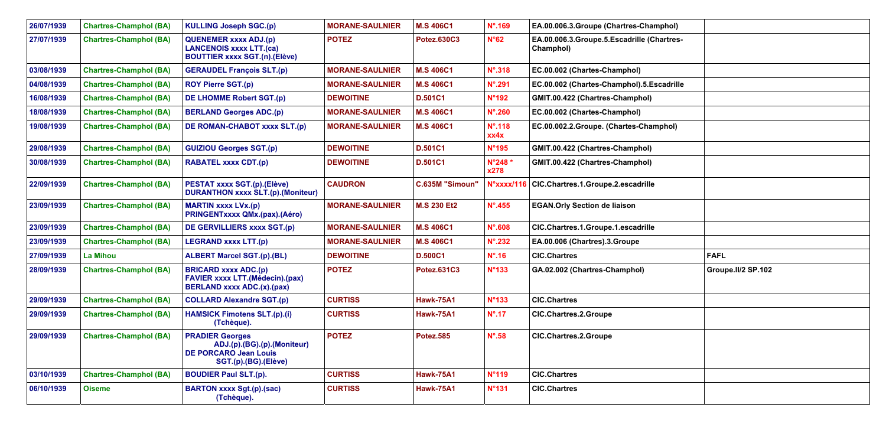| 26/07/1939 | Chartres-Champhol (BA) | KULLING Joseph SGC.(p) | MORANE-SAULNIER | M.S 406C1 | N°.169 | EA.00.006.3.Groupe (Chartres-Champhol) | |
|---|---|---|---|---|---|---|---|
| 27/07/1939 | Chartres-Champhol (BA) | QUENEMER xxxx ADJ.(p) LANCENOIS xxxx LTT.(ca) BOUTTIER xxxx SGT.(n).(Elève) | POTEZ | Potez.630C3 | N°62 | EA.00.006.3.Groupe.5.Escadrille (Chartres-Champhol) | |
| 03/08/1939 | Chartres-Champhol (BA) | GERAUDEL François SLT.(p) | MORANE-SAULNIER | M.S 406C1 | N°.318 | EC.00.002 (Chartes-Champhol) | |
| 04/08/1939 | Chartres-Champhol (BA) | ROY Pierre SGT.(p) | MORANE-SAULNIER | M.S 406C1 | N°.291 | EC.00.002 (Chartes-Champhol).5.Escadrille | |
| 16/08/1939 | Chartres-Champhol (BA) | DE LHOMME Robert SGT.(p) | DEWOITINE | D.501C1 | N°192 | GMIT.00.422 (Chartres-Champhol) | |
| 18/08/1939 | Chartres-Champhol (BA) | BERLAND Georges ADC.(p) | MORANE-SAULNIER | M.S 406C1 | N°.260 | EC.00.002 (Chartes-Champhol) | |
| 19/08/1939 | Chartres-Champhol (BA) | DE ROMAN-CHABOT xxxx SLT.(p) | MORANE-SAULNIER | M.S 406C1 | N°.118 xx4x | EC.00.002.2.Groupe. (Chartes-Champhol) | |
| 29/08/1939 | Chartres-Champhol (BA) | GUIZIOU Georges SGT.(p) | DEWOITINE | D.501C1 | N°195 | GMIT.00.422 (Chartres-Champhol) | |
| 30/08/1939 | Chartres-Champhol (BA) | RABATEL xxxx CDT.(p) | DEWOITINE | D.501C1 | N°248 * x278 | GMIT.00.422 (Chartres-Champhol) | |
| 22/09/1939 | Chartres-Champhol (BA) | PESTAT xxxx SGT.(p).(Elève) DURANTHON xxxx SLT.(p).(Moniteur) | CAUDRON | C.635M "Simoun" | N°xxxx/116 | CIC.Chartres.1.Groupe.2.escadrille | |
| 23/09/1939 | Chartres-Champhol (BA) | MARTIN xxxx LVx.(p) PRINGENTxxxx QMx.(pax).(Aéro) | MORANE-SAULNIER | M.S 230 Et2 | N°.455 | EGAN.Orly Section de liaison | |
| 23/09/1939 | Chartres-Champhol (BA) | DE GERVILLIERS xxxx SGT.(p) | MORANE-SAULNIER | M.S 406C1 | N°.608 | CIC.Chartres.1.Groupe.1.escadrille | |
| 23/09/1939 | Chartres-Champhol (BA) | LEGRAND xxxx LTT.(p) | MORANE-SAULNIER | M.S 406C1 | N°.232 | EA.00.006 (Chartres).3.Groupe | |
| 27/09/1939 | La Mihou | ALBERT Marcel SGT.(p).(BL) | DEWOITINE | D.500C1 | N°.16 | CIC.Chartres | FAFL |
| 28/09/1939 | Chartres-Champhol (BA) | BRICARD xxxx ADC.(p) FAVIER xxxx LTT.(Médecin).(pax) BERLAND xxxx ADC.(x).(pax) | POTEZ | Potez.631C3 | N°133 | GA.02.002 (Chartres-Champhol) | Groupe.II/2 SP.102 |
| 29/09/1939 | Chartres-Champhol (BA) | COLLARD Alexandre SGT.(p) | CURTISS | Hawk-75A1 | N°133 | CIC.Chartres | |
| 29/09/1939 | Chartres-Champhol (BA) | HAMSICK Fimotens SLT.(p).(i) (Tchèque). | CURTISS | Hawk-75A1 | N°.17 | CIC.Chartres.2.Groupe | |
| 29/09/1939 | Chartres-Champhol (BA) | PRADIER Georges ADJ.(p).(BG).(p).(Moniteur) DE PORCARO Jean Louis SGT.(p).(BG).(Elève) | POTEZ | Potez.585 | N°.58 | CIC.Chartres.2.Groupe | |
| 03/10/1939 | Chartres-Champhol (BA) | BOUDIER Paul SLT.(p). | CURTISS | Hawk-75A1 | N°119 | CIC.Chartres | |
| 06/10/1939 | Oiseme | BARTON xxxx Sgt.(p).(sac) (Tchèque). | CURTISS | Hawk-75A1 | N°131 | CIC.Chartres | |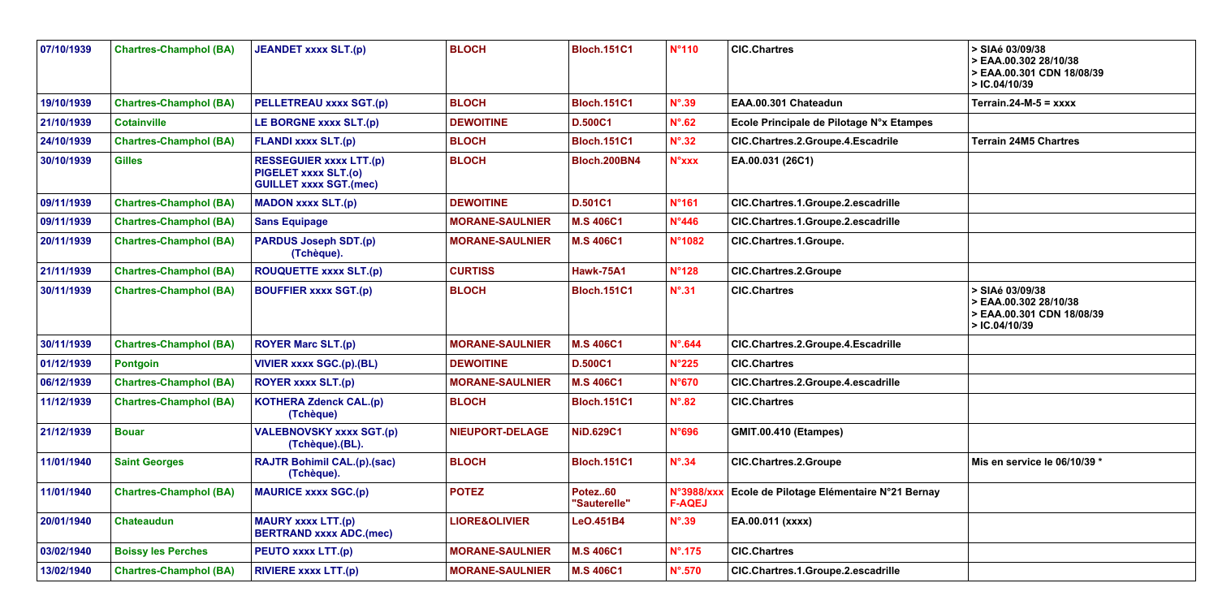| 07/10/1939 | Chartres-Champhol (BA) | JEANDET xxxx SLT.(p) | BLOCH | Bloch.151C1 | N°110 | CIC.Chartres | > SIAé 03/09/38<br>> EAA.00.302 28/10/38<br>> EAA.00.301 CDN 18/08/39<br>> IC.04/10/39 |
|---|---|---|---|---|---|---|---|
| 19/10/1939 | Chartres-Champhol (BA) | PELLETREAU xxxx SGT.(p) | BLOCH | Bloch.151C1 | N°.39 | EAA.00.301 Chateadun | Terrain.24-M-5 = xxxx |
| 21/10/1939 | Cotainville | LE BORGNE xxxx SLT.(p) | DEWOITINE | D.500C1 | N°.62 | Ecole Principale de Pilotage N°x Etampes | |
| 24/10/1939 | Chartres-Champhol (BA) | FLANDI xxxx SLT.(p) | BLOCH | Bloch.151C1 | N°.32 | CIC.Chartres.2.Groupe.4.Escadrile | Terrain 24M5 Chartres |
| 30/10/1939 | Gilles | RESSEGUIER xxxx LTT.(p)<br>PIGELET xxxx SLT.(o)<br>GUILLET xxxx SGT.(mec) | BLOCH | Bloch.200BN4 | N°xxx | EA.00.031 (26C1) | |
| 09/11/1939 | Chartres-Champhol (BA) | MADON xxxx SLT.(p) | DEWOITINE | D.501C1 | N°161 | CIC.Chartres.1.Groupe.2.escadrille | |
| 09/11/1939 | Chartres-Champhol (BA) | Sans Equipage | MORANE-SAULNIER | M.S 406C1 | N°446 | CIC.Chartres.1.Groupe.2.escadrille | |
| 20/11/1939 | Chartres-Champhol (BA) | PARDUS Joseph SDT.(p)<br>(Tchèque). | MORANE-SAULNIER | M.S 406C1 | N°1082 | CIC.Chartres.1.Groupe. | |
| 21/11/1939 | Chartres-Champhol (BA) | ROUQUETTE xxxx SLT.(p) | CURTISS | Hawk-75A1 | N°128 | CIC.Chartres.2.Groupe | |
| 30/11/1939 | Chartres-Champhol (BA) | BOUFFIER xxxx SGT.(p) | BLOCH | Bloch.151C1 | N°.31 | CIC.Chartres | > SIAé 03/09/38<br>> EAA.00.302 28/10/38<br>> EAA.00.301 CDN 18/08/39<br>> IC.04/10/39 |
| 30/11/1939 | Chartres-Champhol (BA) | ROYER Marc SLT.(p) | MORANE-SAULNIER | M.S 406C1 | N°.644 | CIC.Chartres.2.Groupe.4.Escadrille | |
| 01/12/1939 | Pontgoin | VIVIER xxxx SGC.(p).(BL) | DEWOITINE | D.500C1 | N°225 | CIC.Chartres | |
| 06/12/1939 | Chartres-Champhol (BA) | ROYER xxxx SLT.(p) | MORANE-SAULNIER | M.S 406C1 | N°670 | CIC.Chartres.2.Groupe.4.escadrille | |
| 11/12/1939 | Chartres-Champhol (BA) | KOTHERA Zdenck CAL.(p)<br>(Tchèque) | BLOCH | Bloch.151C1 | N°.82 | CIC.Chartres | |
| 21/12/1939 | Bouar | VALEBNOVSKY xxxx SGT.(p)<br>(Tchèque).(BL). | NIEUPORT-DELAGE | NiD.629C1 | N°696 | GMIT.00.410 (Etampes) | |
| 11/01/1940 | Saint Georges | RAJTR Bohimil CAL.(p).(sac)<br>(Tchèque). | BLOCH | Bloch.151C1 | N°.34 | CIC.Chartres.2.Groupe | Mis en service le 06/10/39 * |
| 11/01/1940 | Chartres-Champhol (BA) | MAURICE xxxx SGC.(p) | POTEZ | Potez..60<br>"Sauterelle" | N°3988/xxx<br>F-AQEJ | Ecole de Pilotage Elémentaire N°21 Bernay | |
| 20/01/1940 | Chateaudun | MAURY xxxx LTT.(p)<br>BERTRAND xxxx ADC.(mec) | LIORE&OLIVIER | LeO.451B4 | N°.39 | EA.00.011 (xxxx) | |
| 03/02/1940 | Boissy les Perches | PEUTO xxxx LTT.(p) | MORANE-SAULNIER | M.S 406C1 | N°.175 | CIC.Chartres | |
| 13/02/1940 | Chartres-Champhol (BA) | RIVIERE xxxx LTT.(p) | MORANE-SAULNIER | M.S 406C1 | N°.570 | CIC.Chartres.1.Groupe.2.escadrille | |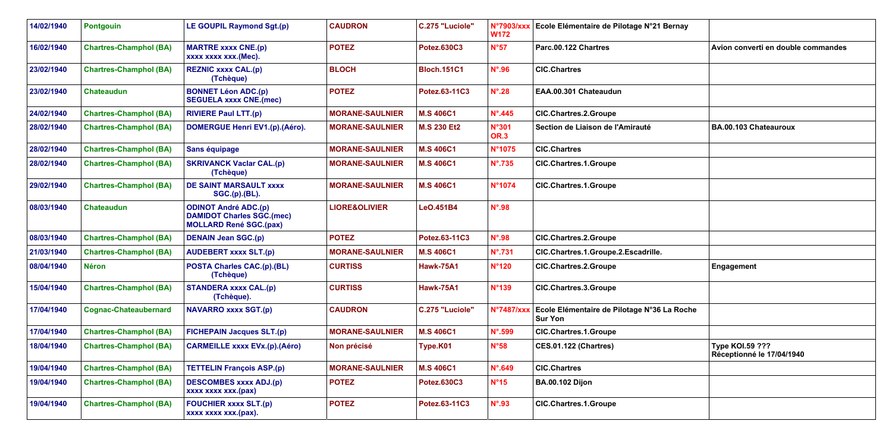| 14/02/1940 | Pontgouin | LE GOUPIL Raymond Sgt.(p) | CAUDRON | C.275 "Luciole" | N°7903/xxx W172 | Ecole Elémentaire de Pilotage N°21 Bernay | |
|---|---|---|---|---|---|---|---|
| 16/02/1940 | Chartres-Champhol (BA) | MARTRE xxxx CNE.(p) xxxx xxxx xxx.(Mec). | POTEZ | Potez.630C3 | N°57 | Parc.00.122 Chartres | Avion converti en double commandes |
| 23/02/1940 | Chartres-Champhol (BA) | REZNIC xxxx CAL.(p) (Tchèque) | BLOCH | Bloch.151C1 | N°.96 | CIC.Chartres | |
| 23/02/1940 | Chateaudun | BONNET Léon ADC.(p) SEGUELA xxxx CNE.(mec) | POTEZ | Potez.63-11C3 | N°.28 | EAA.00.301 Chateaudun | |
| 24/02/1940 | Chartres-Champhol (BA) | RIVIERE Paul LTT.(p) | MORANE-SAULNIER | M.S 406C1 | N°.445 | CIC.Chartres.2.Groupe | |
| 28/02/1940 | Chartres-Champhol (BA) | DOMERGUE Henri EV1.(p).(Aéro). | MORANE-SAULNIER | M.S 230 Et2 | N°301 OR.3 | Section de Liaison de l'Amirauté | BA.00.103 Chateauroux |
| 28/02/1940 | Chartres-Champhol (BA) | Sans équipage | MORANE-SAULNIER | M.S 406C1 | N°1075 | CIC.Chartres | |
| 28/02/1940 | Chartres-Champhol (BA) | SKRIVANCK Vaclar CAL.(p) (Tchèque) | MORANE-SAULNIER | M.S 406C1 | N°.735 | CIC.Chartres.1.Groupe | |
| 29/02/1940 | Chartres-Champhol (BA) | DE SAINT MARSAULT xxxx SGC.(p).(BL). | MORANE-SAULNIER | M.S 406C1 | N°1074 | CIC.Chartres.1.Groupe | |
| 08/03/1940 | Chateaudun | ODINOT André ADC.(p) DAMIDOT Charles SGC.(mec) MOLLARD René SGC.(pax) | LIORE&OLIVIER | LeO.451B4 | N°.98 | | |
| 08/03/1940 | Chartres-Champhol (BA) | DENAIN Jean SGC.(p) | POTEZ | Potez.63-11C3 | N°.98 | CIC.Chartres.2.Groupe | |
| 21/03/1940 | Chartres-Champhol (BA) | AUDEBERT xxxx SLT.(p) | MORANE-SAULNIER | M.S 406C1 | N°.731 | CIC.Chartres.1.Groupe.2.Escadrille. | |
| 08/04/1940 | Néron | POSTA Charles CAC.(p).(BL) (Tchèque) | CURTISS | Hawk-75A1 | N°120 | CIC.Chartres.2.Groupe | Engagement |
| 15/04/1940 | Chartres-Champhol (BA) | STANDERA xxxx CAL.(p) (Tchèque). | CURTISS | Hawk-75A1 | N°139 | CIC.Chartres.3.Groupe | |
| 17/04/1940 | Cognac-Chateaubernard | NAVARRO xxxx SGT.(p) | CAUDRON | C.275 "Luciole" | N°7487/xxx | Ecole Elémentaire de Pilotage N°36 La Roche Sur Yon | |
| 17/04/1940 | Chartres-Champhol (BA) | FICHEPAIN Jacques SLT.(p) | MORANE-SAULNIER | M.S 406C1 | N°.599 | CIC.Chartres.1.Groupe | |
| 18/04/1940 | Chartres-Champhol (BA) | CARMEILLE xxxx EVx.(p).(Aéro) | Non précisé | Type.K01 | N°58 | CES.01.122 (Chartres) | Type KOI.59 ??? Réceptionné le 17/04/1940 |
| 19/04/1940 | Chartres-Champhol (BA) | TETTELIN François ASP.(p) | MORANE-SAULNIER | M.S 406C1 | N°.649 | CIC.Chartres | |
| 19/04/1940 | Chartres-Champhol (BA) | DESCOMBES xxxx ADJ.(p) xxxx xxxx xxx.(pax) | POTEZ | Potez.630C3 | N°15 | BA.00.102 Dijon | |
| 19/04/1940 | Chartres-Champhol (BA) | FOUCHIER xxxx SLT.(p) xxxx xxxx xxx.(pax). | POTEZ | Potez.63-11C3 | N°.93 | CIC.Chartres.1.Groupe | |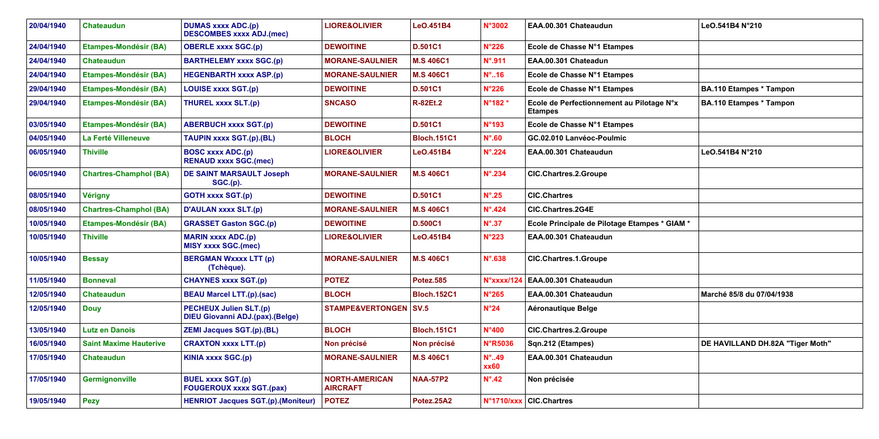| 20/04/1940 | Chateaudun | DUMAS xxxx ADC.(p) DESCOMBES xxxx ADJ.(mec) | LIORE&OLIVIER | LeO.451B4 | N°3002 | EAA.00.301 Chateaudun | LeO.541B4 N°210 |
|---|---|---|---|---|---|---|---|
| 24/04/1940 | Etampes-Mondésir (BA) | OBERLE xxxx SGC.(p) | DEWOITINE | D.501C1 | N°226 | Ecole de Chasse N°1 Etampes | |
| 24/04/1940 | Chateaudun | BARTHELEMY xxxx SGC.(p) | MORANE-SAULNIER | M.S 406C1 | N°.911 | EAA.00.301 Chateadun | |
| 24/04/1940 | Etampes-Mondésir (BA) | HEGENBARTH xxxx ASP.(p) | MORANE-SAULNIER | M.S 406C1 | N°..16 | Ecole de Chasse N°1 Etampes | |
| 29/04/1940 | Etampes-Mondésir (BA) | LOUISE xxxx SGT.(p) | DEWOITINE | D.501C1 | N°226 | Ecole de Chasse N°1 Etampes | BA.110 Etampes * Tampon |
| 29/04/1940 | Etampes-Mondésir (BA) | THUREL xxxx SLT.(p) | SNCASO | R-82Et.2 | N°182 * | Ecole de Perfectionnement au Pilotage N°x Etampes | BA.110 Etampes * Tampon |
| 03/05/1940 | Etampes-Mondésir (BA) | ABERBUCH xxxx SGT.(p) | DEWOITINE | D.501C1 | N°193 | Ecole de Chasse N°1 Etampes | |
| 04/05/1940 | La Ferté Villeneuve | TAUPIN xxxx SGT.(p).(BL) | BLOCH | Bloch.151C1 | N°.60 | GC.02.010 Lanvéoc-Poulmic | |
| 06/05/1940 | Thiville | BOSC xxxx ADC.(p) RENAUD xxxx SGC.(mec) | LIORE&OLIVIER | LeO.451B4 | N°.224 | EAA.00.301 Chateaudun | LeO.541B4 N°210 |
| 06/05/1940 | Chartres-Champhol (BA) | DE SAINT MARSAULT Joseph SGC.(p). | MORANE-SAULNIER | M.S 406C1 | N°.234 | CIC.Chartres.2.Groupe | |
| 08/05/1940 | Vérigny | GOTH xxxx SGT.(p) | DEWOITINE | D.501C1 | N°.25 | CIC.Chartres | |
| 08/05/1940 | Chartres-Champhol (BA) | D'AULAN xxxx SLT.(p) | MORANE-SAULNIER | M.S 406C1 | N°.424 | CIC.Chartres.2G4E | |
| 10/05/1940 | Etampes-Mondésir (BA) | GRASSET Gaston SGC.(p) | DEWOITINE | D.500C1 | N°.37 | Ecole Principale de Pilotage Etampes * GIAM * | |
| 10/05/1940 | Thiville | MARIN xxxx ADC.(p) MISY xxxx SGC.(mec) | LIORE&OLIVIER | LeO.451B4 | N°223 | EAA.00.301 Chateaudun | |
| 10/05/1940 | Bessay | BERGMAN Wxxxx LTT (p) (Tchèque). | MORANE-SAULNIER | M.S 406C1 | N°.638 | CIC.Chartres.1.Groupe | |
| 11/05/1940 | Bonneval | CHAYNES xxxx SGT.(p) | POTEZ | Potez.585 | N°xxxx/124 | EAA.00.301 Chateaudun | |
| 12/05/1940 | Chateaudun | BEAU Marcel LTT.(p).(sac) | BLOCH | Bloch.152C1 | N°265 | EAA.00.301 Chateaudun | Marché 85/8 du 07/04/1938 |
| 12/05/1940 | Douy | PECHEUX Julien SLT.(p) DIEU Giovanni ADJ.(pax).(Belge) | STAMPE&VERTONGEN | SV.5 | N°24 | Aéronautique Belge | |
| 13/05/1940 | Lutz en Danois | ZEMI Jacques SGT.(p).(BL) | BLOCH | Bloch.151C1 | N°400 | CIC.Chartres.2.Groupe | |
| 16/05/1940 | Saint Maxime Hauterive | CRAXTON xxxx LTT.(p) | Non précisé | Non précisé | N°R5036 | Sqn.212 (Etampes) | DE HAVILLAND DH.82A "Tiger Moth" |
| 17/05/1940 | Chateaudun | KINIA xxxx SGC.(p) | MORANE-SAULNIER | M.S 406C1 | N°..49 xx60 | EAA.00.301 Chateaudun | |
| 17/05/1940 | Germignonville | BUEL xxxx SGT.(p) FOUGEROUX xxxx SGT.(pax) | NORTH-AMERICAN AIRCRAFT | NAA-57P2 | N°.42 | Non précisée | |
| 19/05/1940 | Pezy | HENRIOT Jacques SGT.(p).(Moniteur) | POTEZ | Potez.25A2 | N°1710/xxx | CIC.Chartres | |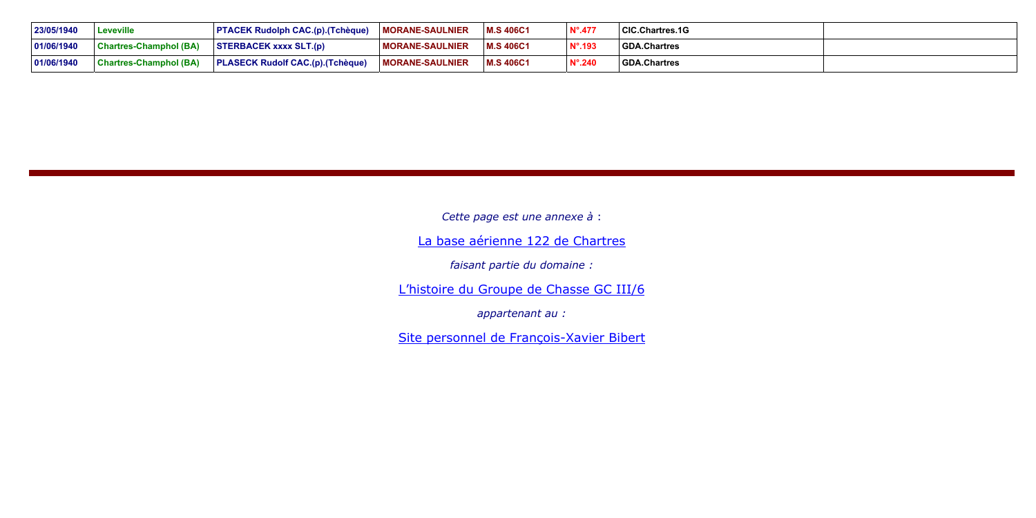| | | | | | | | |
|---|---|---|---|---|---|---|---|
| 23/05/1940 | Leveville | PTACEK Rudolph CAC.(p).(Tchèque) | MORANE-SAULNIER | M.S 406C1 | N°.477 | CIC.Chartres.1G | |
| 01/06/1940 | Chartres-Champhol (BA) | STERBACEK xxxx SLT.(p) | MORANE-SAULNIER | M.S 406C1 | N°.193 | GDA.Chartres | |
| 01/06/1940 | Chartres-Champhol (BA) | PLASECK Rudolf CAC.(p).(Tchèque) | MORANE-SAULNIER | M.S 406C1 | N°.240 | GDA.Chartres | |

---

*Cette page est une annexe à* :

La base aérienne 122 de Chartres

*faisant partie du domaine :*

L'histoire du Groupe de Chasse GC III/6

*appartenant au :*

Site personnel de François-Xavier Bibert